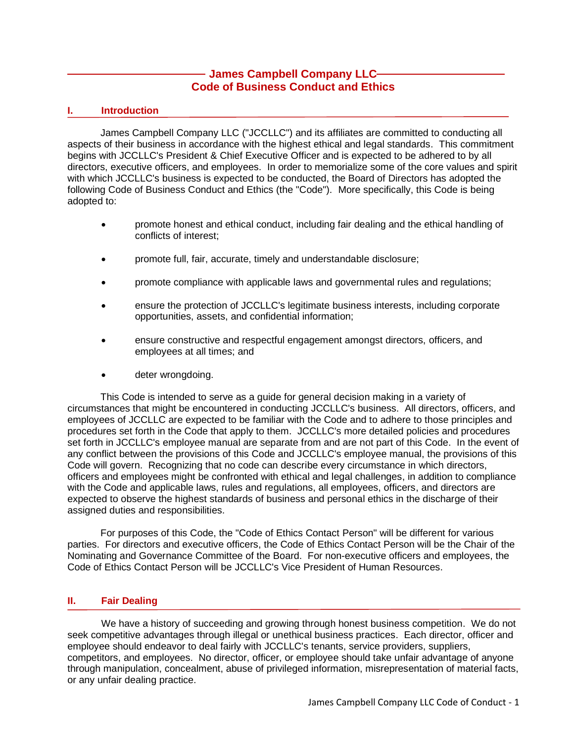# James Campbell Company LLC
# Code of Business Conduct and Ethics

## I. Introduction

James Campbell Company LLC ("JCCLLC") and its affiliates are committed to conducting all aspects of their business in accordance with the highest ethical and legal standards. This commitment begins with JCCLLC's President & Chief Executive Officer and is expected to be adhered to by all directors, executive officers, and employees. In order to memorialize some of the core values and spirit with which JCCLLC's business is expected to be conducted, the Board of Directors has adopted the following Code of Business Conduct and Ethics (the "Code"). More specifically, this Code is being adopted to:

- promote honest and ethical conduct, including fair dealing and the ethical handling of conflicts of interest;
- promote full, fair, accurate, timely and understandable disclosure;
- promote compliance with applicable laws and governmental rules and regulations;
- ensure the protection of JCCLLC's legitimate business interests, including corporate opportunities, assets, and confidential information;
- ensure constructive and respectful engagement amongst directors, officers, and employees at all times; and
- deter wrongdoing.

This Code is intended to serve as a guide for general decision making in a variety of circumstances that might be encountered in conducting JCCLLC's business. All directors, officers, and employees of JCCLLC are expected to be familiar with the Code and to adhere to those principles and procedures set forth in the Code that apply to them. JCCLLC's more detailed policies and procedures set forth in JCCLLC's employee manual are separate from and are not part of this Code. In the event of any conflict between the provisions of this Code and JCCLLC's employee manual, the provisions of this Code will govern. Recognizing that no code can describe every circumstance in which directors, officers and employees might be confronted with ethical and legal challenges, in addition to compliance with the Code and applicable laws, rules and regulations, all employees, officers, and directors are expected to observe the highest standards of business and personal ethics in the discharge of their assigned duties and responsibilities.

For purposes of this Code, the "Code of Ethics Contact Person" will be different for various parties. For directors and executive officers, the Code of Ethics Contact Person will be the Chair of the Nominating and Governance Committee of the Board. For non-executive officers and employees, the Code of Ethics Contact Person will be JCCLLC's Vice President of Human Resources.

## II. Fair Dealing

We have a history of succeeding and growing through honest business competition. We do not seek competitive advantages through illegal or unethical business practices. Each director, officer and employee should endeavor to deal fairly with JCCLLC's tenants, service providers, suppliers, competitors, and employees. No director, officer, or employee should take unfair advantage of anyone through manipulation, concealment, abuse of privileged information, misrepresentation of material facts, or any unfair dealing practice.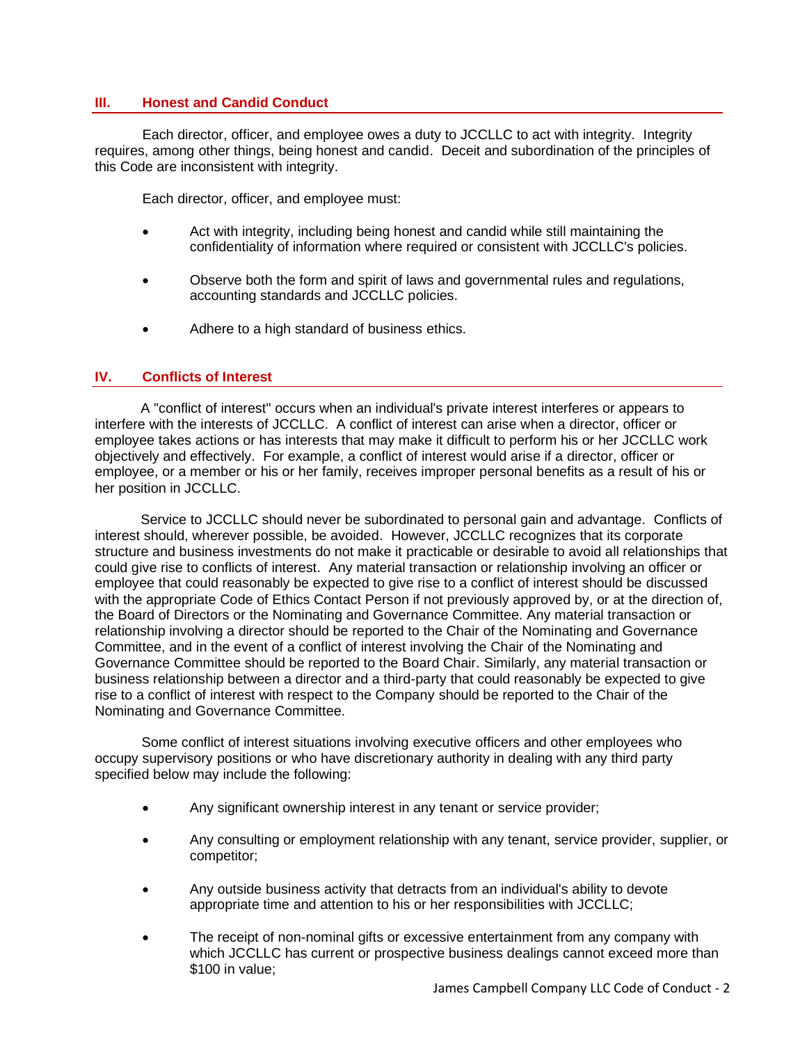## III. Honest and Candid Conduct

Each director, officer, and employee owes a duty to JCCLLC to act with integrity. Integrity requires, among other things, being honest and candid. Deceit and subordination of the principles of this Code are inconsistent with integrity.

Each director, officer, and employee must:

- Act with integrity, including being honest and candid while still maintaining the confidentiality of information where required or consistent with JCCLLC's policies.
- Observe both the form and spirit of laws and governmental rules and regulations, accounting standards and JCCLLC policies.
- Adhere to a high standard of business ethics.

## IV. Conflicts of Interest

A "conflict of interest" occurs when an individual's private interest interferes or appears to interfere with the interests of JCCLLC. A conflict of interest can arise when a director, officer or employee takes actions or has interests that may make it difficult to perform his or her JCCLLC work objectively and effectively. For example, a conflict of interest would arise if a director, officer or employee, or a member or his or her family, receives improper personal benefits as a result of his or her position in JCCLLC.

Service to JCCLLC should never be subordinated to personal gain and advantage. Conflicts of interest should, wherever possible, be avoided. However, JCCLLC recognizes that its corporate structure and business investments do not make it practicable or desirable to avoid all relationships that could give rise to conflicts of interest. Any material transaction or relationship involving an officer or employee that could reasonably be expected to give rise to a conflict of interest should be discussed with the appropriate Code of Ethics Contact Person if not previously approved by, or at the direction of, the Board of Directors or the Nominating and Governance Committee. Any material transaction or relationship involving a director should be reported to the Chair of the Nominating and Governance Committee, and in the event of a conflict of interest involving the Chair of the Nominating and Governance Committee should be reported to the Board Chair. Similarly, any material transaction or business relationship between a director and a third-party that could reasonably be expected to give rise to a conflict of interest with respect to the Company should be reported to the Chair of the Nominating and Governance Committee.

Some conflict of interest situations involving executive officers and other employees who occupy supervisory positions or who have discretionary authority in dealing with any third party specified below may include the following:

- Any significant ownership interest in any tenant or service provider;
- Any consulting or employment relationship with any tenant, service provider, supplier, or competitor;
- Any outside business activity that detracts from an individual's ability to devote appropriate time and attention to his or her responsibilities with JCCLLC;
- The receipt of non-nominal gifts or excessive entertainment from any company with which JCCLLC has current or prospective business dealings cannot exceed more than $100 in value;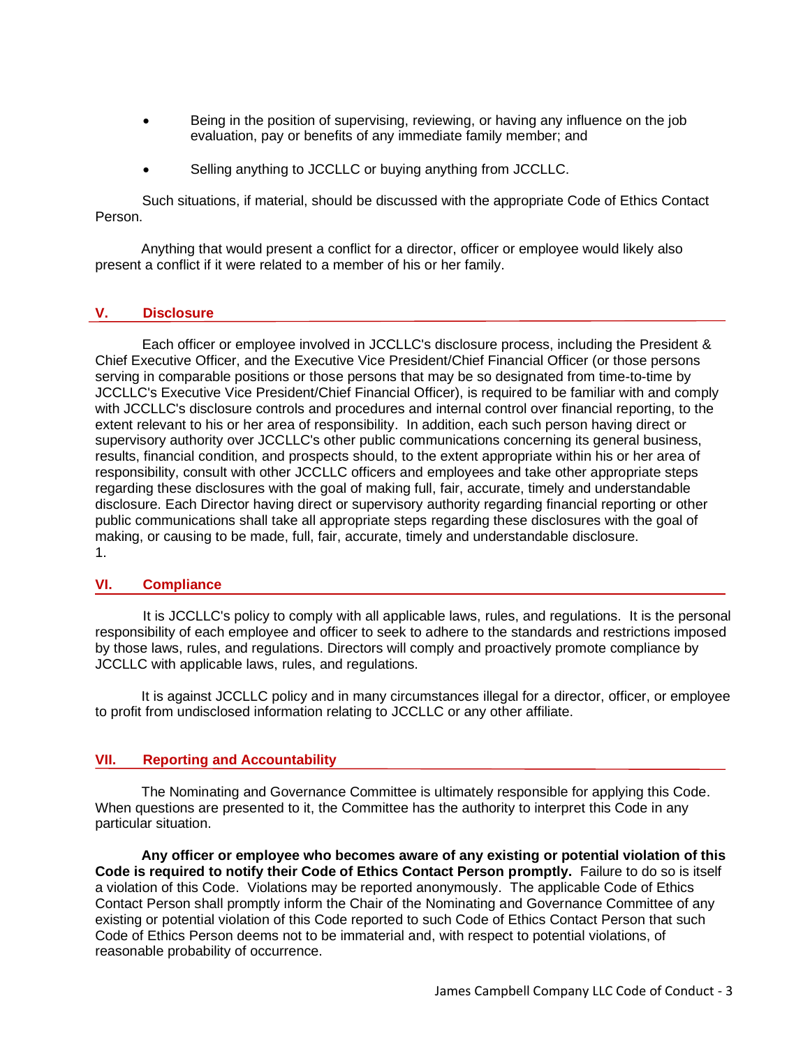- Being in the position of supervising, reviewing, or having any influence on the job evaluation, pay or benefits of any immediate family member; and
- Selling anything to JCCLLC or buying anything from JCCLLC.

Such situations, if material, should be discussed with the appropriate Code of Ethics Contact Person.

Anything that would present a conflict for a director, officer or employee would likely also present a conflict if it were related to a member of his or her family.

## V. Disclosure

Each officer or employee involved in JCCLLC's disclosure process, including the President & Chief Executive Officer, and the Executive Vice President/Chief Financial Officer (or those persons serving in comparable positions or those persons that may be so designated from time-to-time by JCCLLC's Executive Vice President/Chief Financial Officer), is required to be familiar with and comply with JCCLLC's disclosure controls and procedures and internal control over financial reporting, to the extent relevant to his or her area of responsibility. In addition, each such person having direct or supervisory authority over JCCLLC's other public communications concerning its general business, results, financial condition, and prospects should, to the extent appropriate within his or her area of responsibility, consult with other JCCLLC officers and employees and take other appropriate steps regarding these disclosures with the goal of making full, fair, accurate, timely and understandable disclosure. Each Director having direct or supervisory authority regarding financial reporting or other public communications shall take all appropriate steps regarding these disclosures with the goal of making, or causing to be made, full, fair, accurate, timely and understandable disclosure.
1.

## VI. Compliance

It is JCCLLC's policy to comply with all applicable laws, rules, and regulations. It is the personal responsibility of each employee and officer to seek to adhere to the standards and restrictions imposed by those laws, rules, and regulations. Directors will comply and proactively promote compliance by JCCLLC with applicable laws, rules, and regulations.

It is against JCCLLC policy and in many circumstances illegal for a director, officer, or employee to profit from undisclosed information relating to JCCLLC or any other affiliate.

## VII. Reporting and Accountability

The Nominating and Governance Committee is ultimately responsible for applying this Code. When questions are presented to it, the Committee has the authority to interpret this Code in any particular situation.

**Any officer or employee who becomes aware of any existing or potential violation of this Code is required to notify their Code of Ethics Contact Person promptly.** Failure to do so is itself a violation of this Code. Violations may be reported anonymously. The applicable Code of Ethics Contact Person shall promptly inform the Chair of the Nominating and Governance Committee of any existing or potential violation of this Code reported to such Code of Ethics Contact Person that such Code of Ethics Person deems not to be immaterial and, with respect to potential violations, of reasonable probability of occurrence.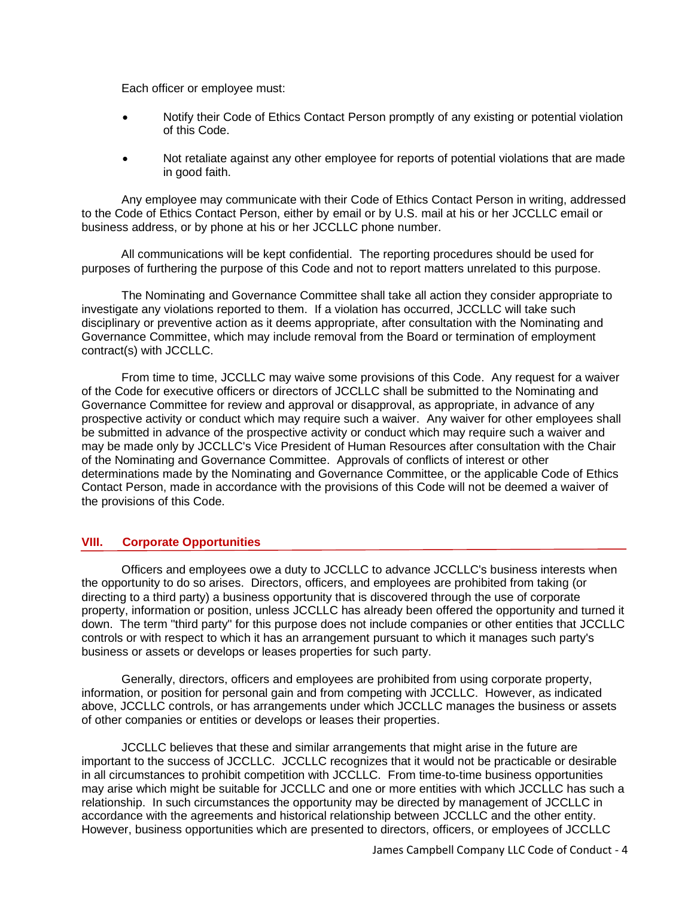Each officer or employee must:

- Notify their Code of Ethics Contact Person promptly of any existing or potential violation of this Code.
- Not retaliate against any other employee for reports of potential violations that are made in good faith.

Any employee may communicate with their Code of Ethics Contact Person in writing, addressed to the Code of Ethics Contact Person, either by email or by U.S. mail at his or her JCCLLC email or business address, or by phone at his or her JCCLLC phone number.

All communications will be kept confidential. The reporting procedures should be used for purposes of furthering the purpose of this Code and not to report matters unrelated to this purpose.

The Nominating and Governance Committee shall take all action they consider appropriate to investigate any violations reported to them. If a violation has occurred, JCCLLC will take such disciplinary or preventive action as it deems appropriate, after consultation with the Nominating and Governance Committee, which may include removal from the Board or termination of employment contract(s) with JCCLLC.

From time to time, JCCLLC may waive some provisions of this Code. Any request for a waiver of the Code for executive officers or directors of JCCLLC shall be submitted to the Nominating and Governance Committee for review and approval or disapproval, as appropriate, in advance of any prospective activity or conduct which may require such a waiver. Any waiver for other employees shall be submitted in advance of the prospective activity or conduct which may require such a waiver and may be made only by JCCLLC's Vice President of Human Resources after consultation with the Chair of the Nominating and Governance Committee. Approvals of conflicts of interest or other determinations made by the Nominating and Governance Committee, or the applicable Code of Ethics Contact Person, made in accordance with the provisions of this Code will not be deemed a waiver of the provisions of this Code.

## VIII. Corporate Opportunities

Officers and employees owe a duty to JCCLLC to advance JCCLLC's business interests when the opportunity to do so arises. Directors, officers, and employees are prohibited from taking (or directing to a third party) a business opportunity that is discovered through the use of corporate property, information or position, unless JCCLLC has already been offered the opportunity and turned it down. The term "third party" for this purpose does not include companies or other entities that JCCLLC controls or with respect to which it has an arrangement pursuant to which it manages such party's business or assets or develops or leases properties for such party.

Generally, directors, officers and employees are prohibited from using corporate property, information, or position for personal gain and from competing with JCCLLC. However, as indicated above, JCCLLC controls, or has arrangements under which JCCLLC manages the business or assets of other companies or entities or develops or leases their properties.

JCCLLC believes that these and similar arrangements that might arise in the future are important to the success of JCCLLC. JCCLLC recognizes that it would not be practicable or desirable in all circumstances to prohibit competition with JCCLLC. From time-to-time business opportunities may arise which might be suitable for JCCLLC and one or more entities with which JCCLLC has such a relationship. In such circumstances the opportunity may be directed by management of JCCLLC in accordance with the agreements and historical relationship between JCCLLC and the other entity. However, business opportunities which are presented to directors, officers, or employees of JCCLLC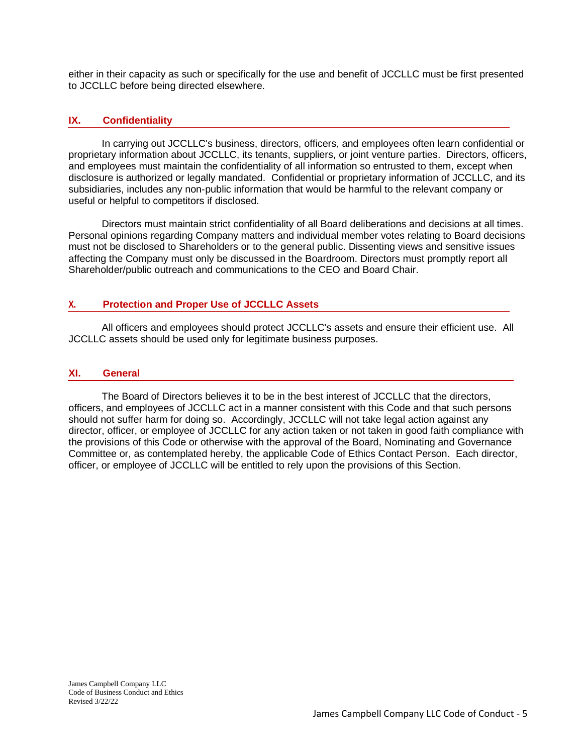either in their capacity as such or specifically for the use and benefit of JCCLLC must be first presented to JCCLLC before being directed elsewhere.

## IX. Confidentiality

In carrying out JCCLLC's business, directors, officers, and employees often learn confidential or proprietary information about JCCLLC, its tenants, suppliers, or joint venture parties. Directors, officers, and employees must maintain the confidentiality of all information so entrusted to them, except when disclosure is authorized or legally mandated. Confidential or proprietary information of JCCLLC, and its subsidiaries, includes any non-public information that would be harmful to the relevant company or useful or helpful to competitors if disclosed.

Directors must maintain strict confidentiality of all Board deliberations and decisions at all times. Personal opinions regarding Company matters and individual member votes relating to Board decisions must not be disclosed to Shareholders or to the general public. Dissenting views and sensitive issues affecting the Company must only be discussed in the Boardroom. Directors must promptly report all Shareholder/public outreach and communications to the CEO and Board Chair.

## X. Protection and Proper Use of JCCLLC Assets

All officers and employees should protect JCCLLC's assets and ensure their efficient use. All JCCLLC assets should be used only for legitimate business purposes.

## XI. General

The Board of Directors believes it to be in the best interest of JCCLLC that the directors, officers, and employees of JCCLLC act in a manner consistent with this Code and that such persons should not suffer harm for doing so. Accordingly, JCCLLC will not take legal action against any director, officer, or employee of JCCLLC for any action taken or not taken in good faith compliance with the provisions of this Code or otherwise with the approval of the Board, Nominating and Governance Committee or, as contemplated hereby, the applicable Code of Ethics Contact Person. Each director, officer, or employee of JCCLLC will be entitled to rely upon the provisions of this Section.